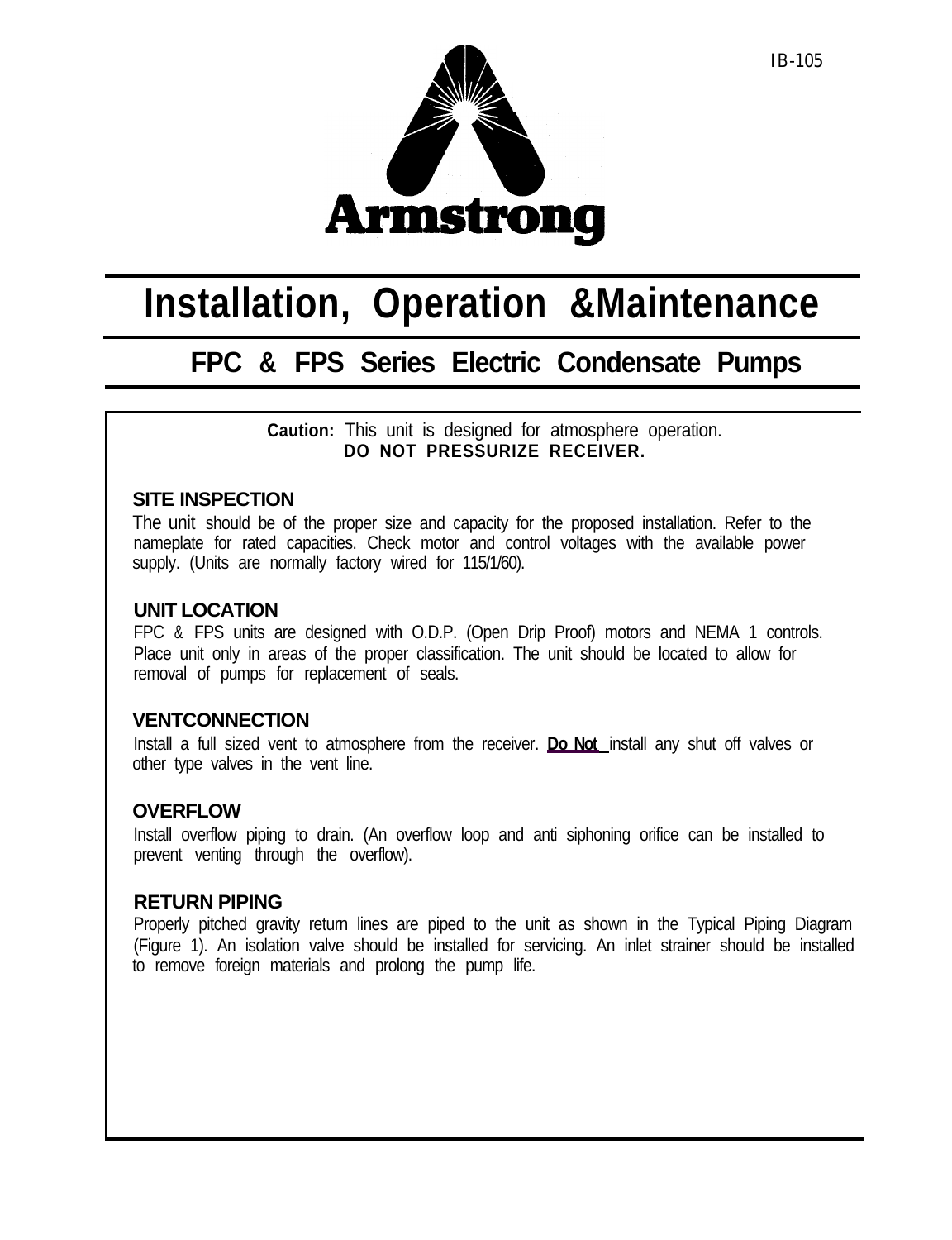IB-105

Armstrong

# Installation, Operation &Maintenance

## FPC & FPS Series Electric Condensate Pumps

**Caution:** This unit is designed for atmosphere operation.
**DO NOT PRESSURIZE RECEIVER.**

### SITE INSPECTION

The unit should be of the proper size and capacity for the proposed installation. Refer to the nameplate for rated capacities. Check motor and control voltages with the available power supply. (Units are normally factory wired for 115/1/60).

### UNIT LOCATION

FPC & FPS units are designed with O.D.P. (Open Drip Proof) motors and NEMA 1 controls. Place unit only in areas of the proper classification. The unit should be located to allow for removal of pumps for replacement of seals.

### VENTCONNECTION

Install a full sized vent to atmosphere from the receiver. **Do Not** install any shut off valves or other type valves in the vent line.

### OVERFLOW

Install overflow piping to drain. (An overflow loop and anti siphoning orifice can be installed to prevent venting through the overflow).

### RETURN PIPING

Properly pitched gravity return lines are piped to the unit as shown in the Typical Piping Diagram (Figure 1). An isolation valve should be installed for servicing. An inlet strainer should be installed to remove foreign materials and prolong the pump life.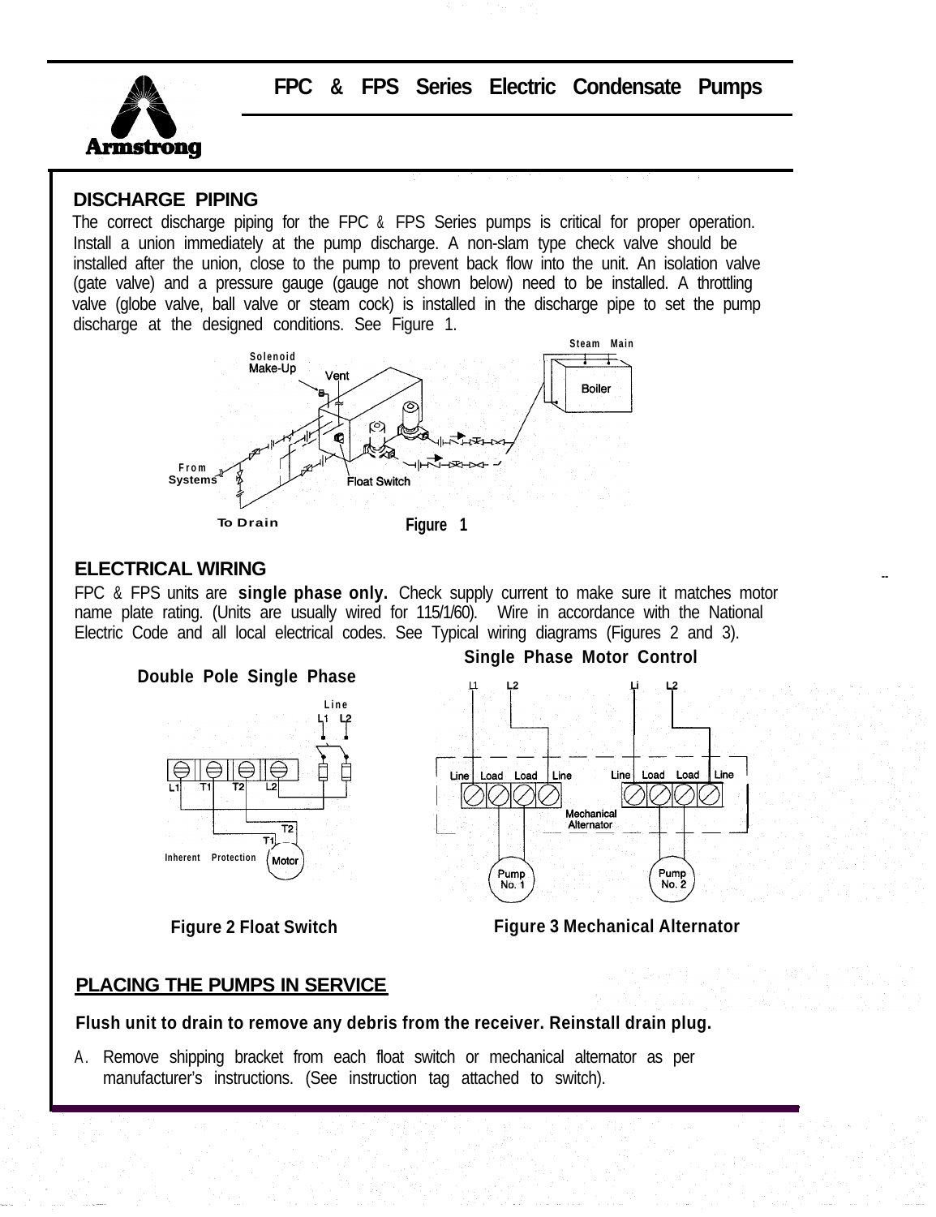## DISCHARGE PIPING

The correct discharge piping for the FPC & FPS Series pumps is critical for proper operation. Install a union immediately at the pump discharge. A non-slam type check valve should be installed after the union, close to the pump to prevent back flow into the unit. An isolation valve (gate valve) and a pressure gauge (gauge not shown below) need to be installed. A throttling valve (globe valve, ball valve or steam cock) is installed in the discharge pipe to set the pump discharge at the designed conditions. See Figure 1.

Figure 1

## ELECTRICAL WIRING

FPC & FPS units are **single phase only.** Check supply current to make sure it matches motor name plate rating. (Units are usually wired for 115/1/60). Wire in accordance with the National Electric Code and all local electrical codes. See Typical wiring diagrams (Figures 2 and 3).

**Double Pole Single Phase**

**Figure 2 Float Switch**

**Single Phase Motor Control**

**Figure 3 Mechanical Alternator**

## PLACING THE PUMPS IN SERVICE

**Flush unit to drain to remove any debris from the receiver. Reinstall drain plug.**

A. Remove shipping bracket from each float switch or mechanical alternator as per manufacturer's instructions. (See instruction tag attached to switch).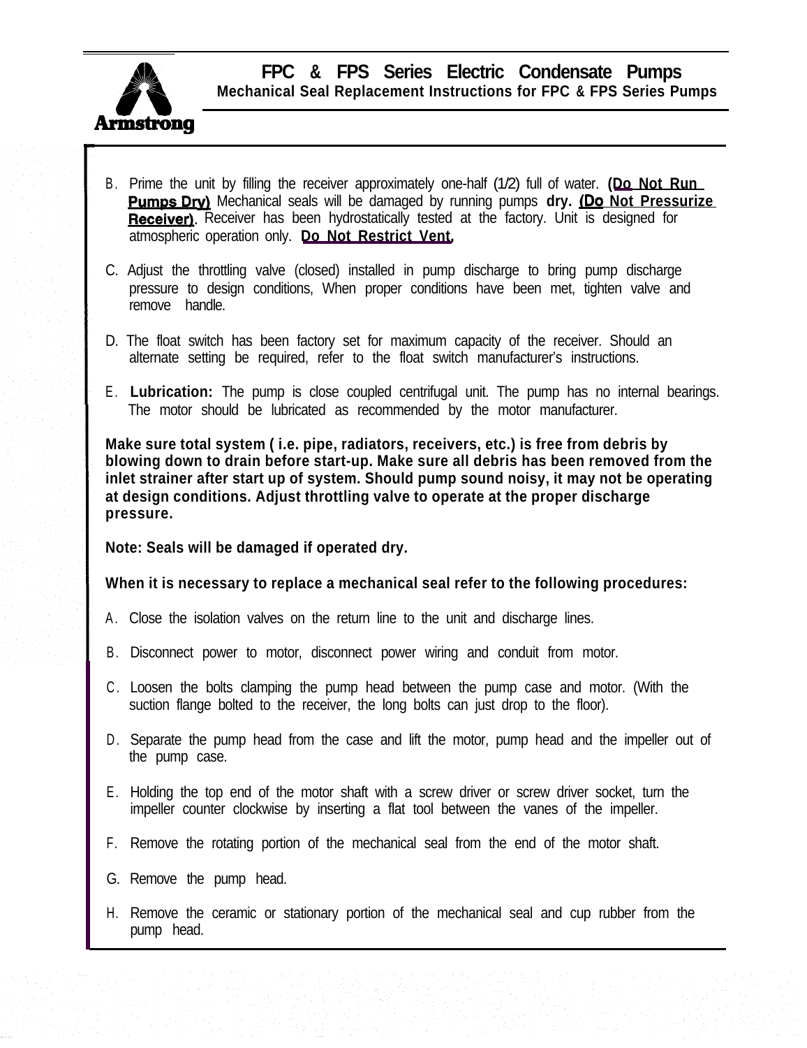B. Prime the unit by filling the receiver approximately one-half (1/2) full of water. **(Do Not Run Pumps Dry)** Mechanical seals will be damaged by running pumps **dry. (Do Not Pressurize Receiver)**. Receiver has been hydrostatically tested at the factory. Unit is designed for atmospheric operation only. **Do Not Restrict Vent.**

C. Adjust the throttling valve (closed) installed in pump discharge to bring pump discharge pressure to design conditions, When proper conditions have been met, tighten valve and remove handle.

D. The float switch has been factory set for maximum capacity of the receiver. Should an alternate setting be required, refer to the float switch manufacturer's instructions.

E. **Lubrication:** The pump is close coupled centrifugal unit. The pump has no internal bearings. The motor should be lubricated as recommended by the motor manufacturer.

**Make sure total system ( i.e. pipe, radiators, receivers, etc.) is free from debris by blowing down to drain before start-up. Make sure all debris has been removed from the inlet strainer after start up of system. Should pump sound noisy, it may not be operating at design conditions. Adjust throttling valve to operate at the proper discharge pressure.**

**Note: Seals will be damaged if operated dry.**

**When it is necessary to replace a mechanical seal refer to the following procedures:**

A. Close the isolation valves on the return line to the unit and discharge lines.

B. Disconnect power to motor, disconnect power wiring and conduit from motor.

C. Loosen the bolts clamping the pump head between the pump case and motor. (With the suction flange bolted to the receiver, the long bolts can just drop to the floor).

D. Separate the pump head from the case and lift the motor, pump head and the impeller out of the pump case.

E. Holding the top end of the motor shaft with a screw driver or screw driver socket, turn the impeller counter clockwise by inserting a flat tool between the vanes of the impeller.

F. Remove the rotating portion of the mechanical seal from the end of the motor shaft.

G. Remove the pump head.

H. Remove the ceramic or stationary portion of the mechanical seal and cup rubber from the pump head.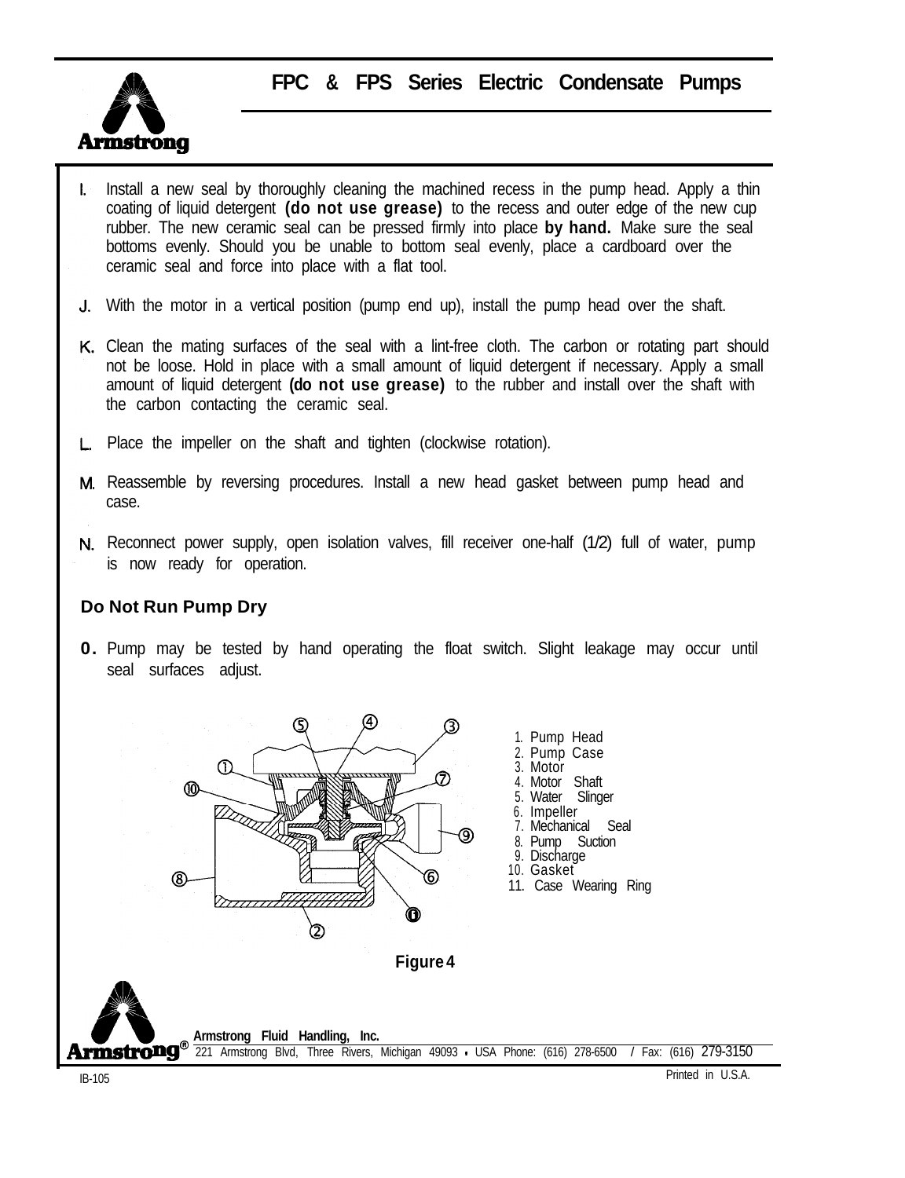I. Install a new seal by thoroughly cleaning the machined recess in the pump head. Apply a thin coating of liquid detergent **(do not use grease)** to the recess and outer edge of the new cup rubber. The new ceramic seal can be pressed firmly into place **by hand.** Make sure the seal bottoms evenly. Should you be unable to bottom seal evenly, place a cardboard over the ceramic seal and force into place with a flat tool.

J. With the motor in a vertical position (pump end up), install the pump head over the shaft.

K. Clean the mating surfaces of the seal with a lint-free cloth. The carbon or rotating part should not be loose. Hold in place with a small amount of liquid detergent if necessary. Apply a small amount of liquid detergent **(do not use grease)** to the rubber and install over the shaft with the carbon contacting the ceramic seal.

L. Place the impeller on the shaft and tighten (clockwise rotation).

M. Reassemble by reversing procedures. Install a new head gasket between pump head and case.

N. Reconnect power supply, open isolation valves, fill receiver one-half (1/2) full of water, pump is now ready for operation.

**Do Not Run Pump Dry**

O. Pump may be tested by hand operating the float switch. Slight leakage may occur until seal surfaces adjust.

1. Pump Head
2. Pump Case
3. Motor
4. Motor Shaft
5. Water Slinger
6. Impeller
7. Mechanical Seal
8. Pump Suction
9. Discharge
10. Gasket
11. Case Wearing Ring

**Figure 4**

**Armstrong Fluid Handling, Inc.**
221 Armstrong Blvd, Three Rivers, Michigan 49093 • USA Phone: (616) 278-6500 / Fax: (616) 279-3150

IB-105

Printed in U.S.A.